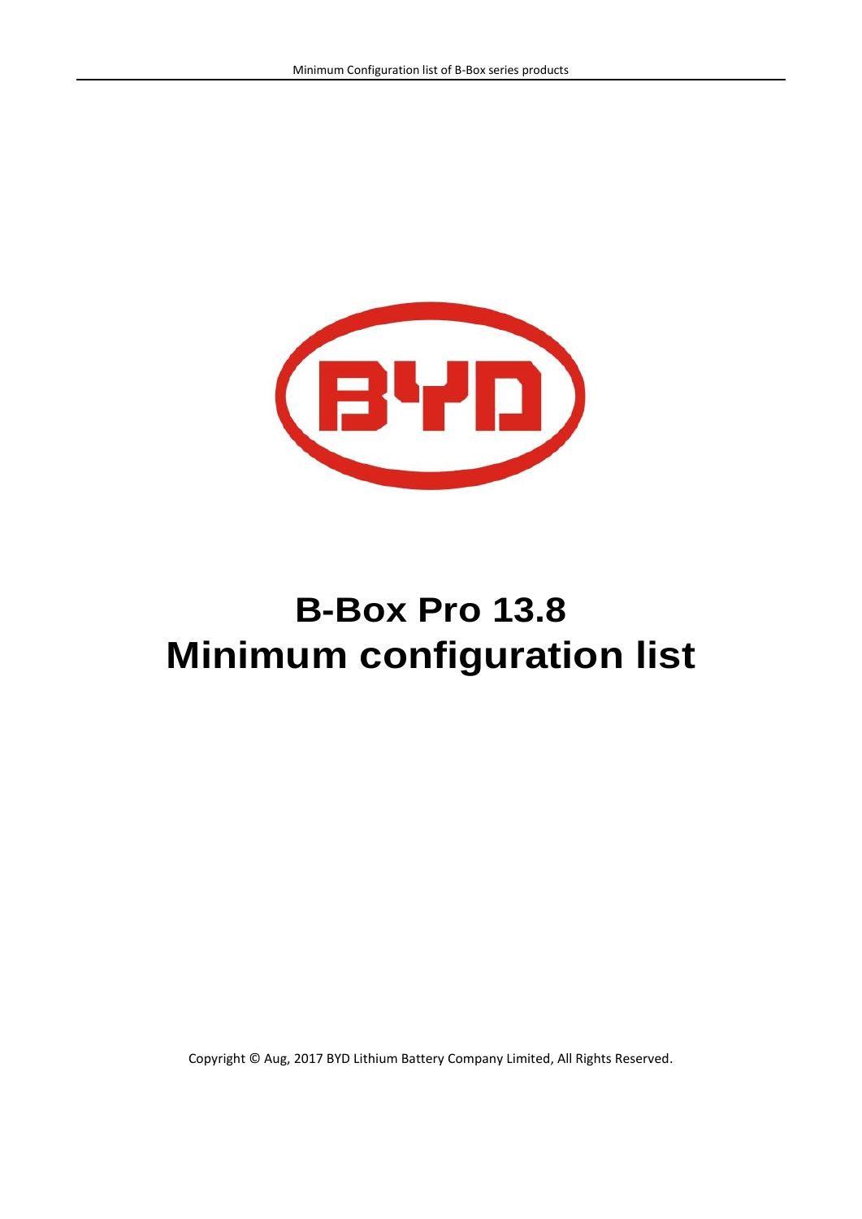# B-Box Pro 13.8
# Minimum configuration list

Copyright © Aug, 2017 BYD Lithium Battery Company Limited, All Rights Reserved.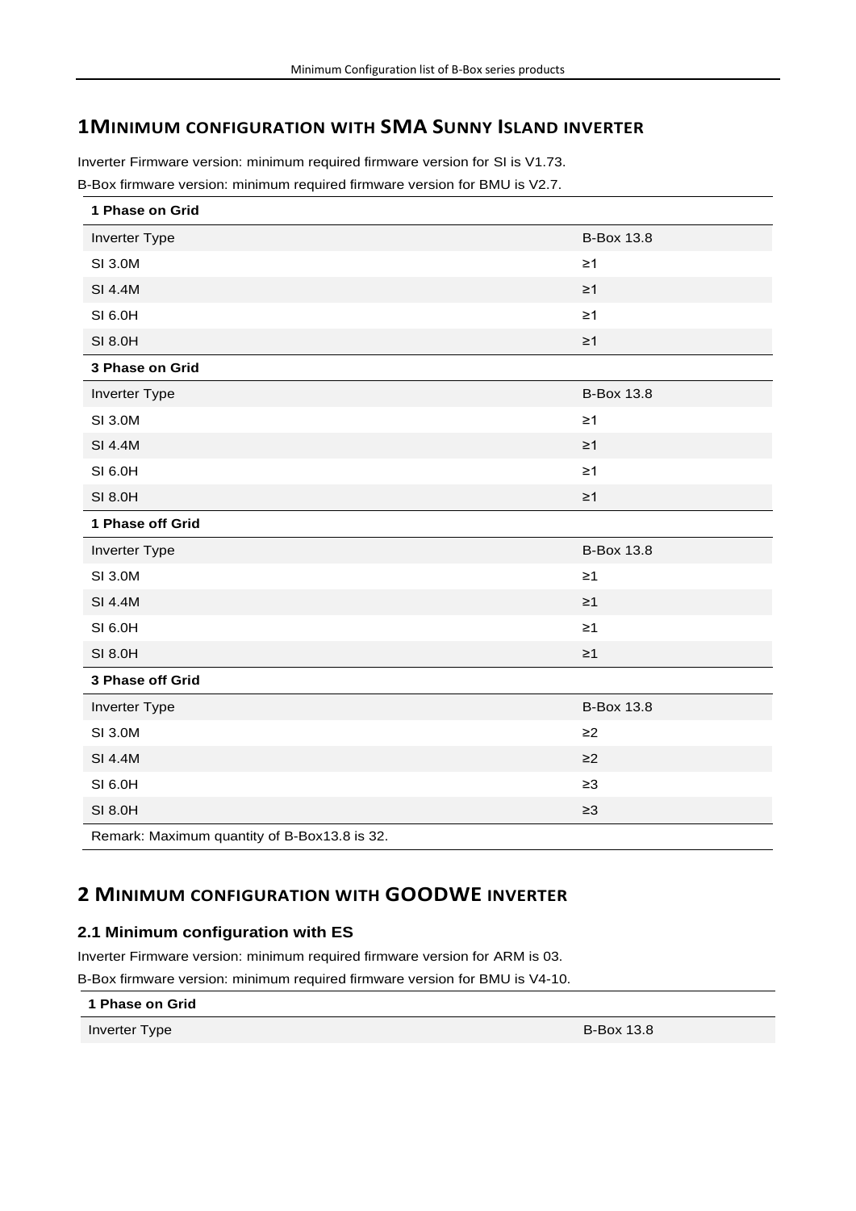# 1 MINIMUM CONFIGURATION WITH SMA SUNNY ISLAND INVERTER

Inverter Firmware version: minimum required firmware version for SI is V1.73.

B-Box firmware version: minimum required firmware version for BMU is V2.7.

| **1 Phase on Grid** | |
|---|---|
| Inverter Type | B-Box 13.8 |
| SI 3.0M | ≥1 |
| SI 4.4M | ≥1 |
| SI 6.0H | ≥1 |
| SI 8.0H | ≥1 |
| **3 Phase on Grid** | |
| Inverter Type | B-Box 13.8 |
| SI 3.0M | ≥1 |
| SI 4.4M | ≥1 |
| SI 6.0H | ≥1 |
| SI 8.0H | ≥1 |
| **1 Phase off Grid** | |
| Inverter Type | B-Box 13.8 |
| SI 3.0M | ≥1 |
| SI 4.4M | ≥1 |
| SI 6.0H | ≥1 |
| SI 8.0H | ≥1 |
| **3 Phase off Grid** | |
| Inverter Type | B-Box 13.8 |
| SI 3.0M | ≥2 |
| SI 4.4M | ≥2 |
| SI 6.0H | ≥3 |
| SI 8.0H | ≥3 |
| Remark: Maximum quantity of B-Box13.8 is 32. | |

# 2 MINIMUM CONFIGURATION WITH GOODWE INVERTER

## 2.1 Minimum configuration with ES

Inverter Firmware version: minimum required firmware version for ARM is 03.

B-Box firmware version: minimum required firmware version for BMU is V4-10.

| **1 Phase on Grid** | |
|---|---|
| Inverter Type | B-Box 13.8 |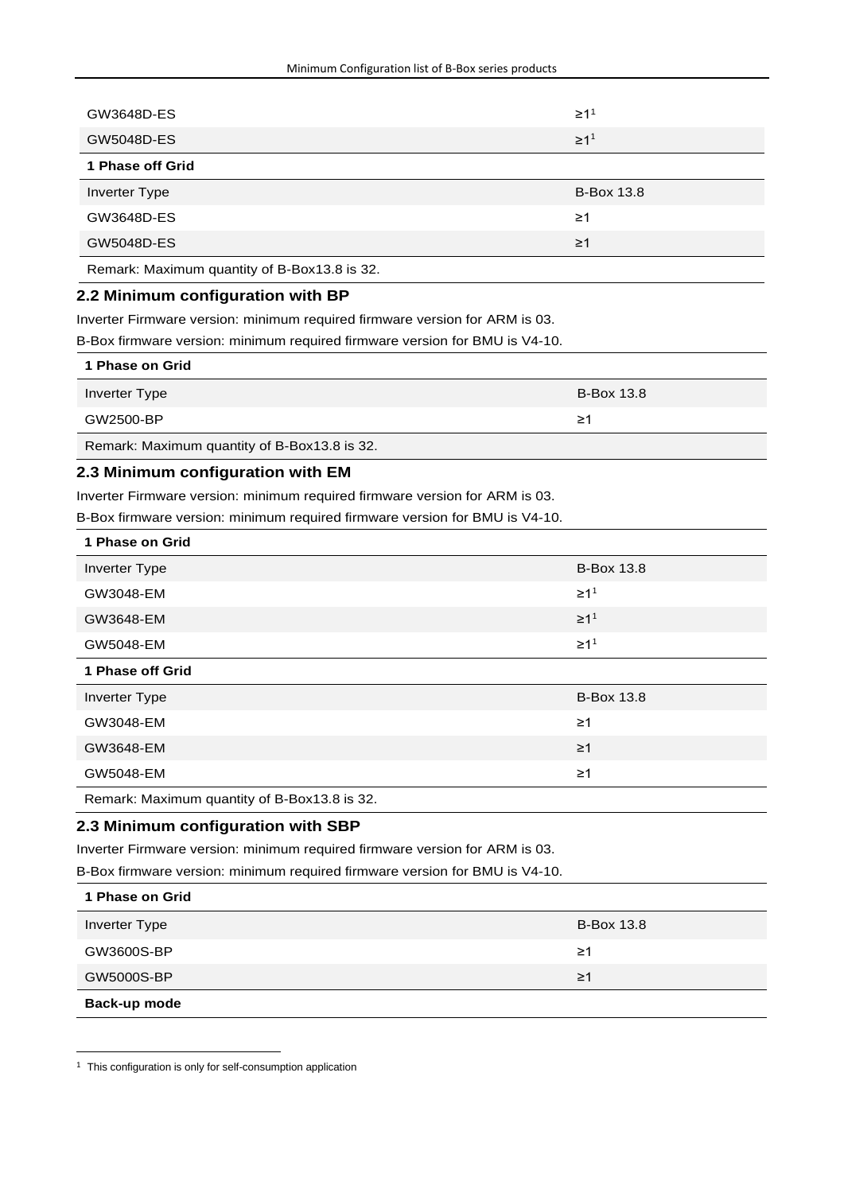| | |
|---|---|
| GW3648D-ES | ≥1[1] |
| GW5048D-ES | ≥1[1] |
| **1 Phase off Grid** | |
| Inverter Type | B-Box 13.8 |
| GW3648D-ES | ≥1 |
| GW5048D-ES | ≥1 |
| Remark: Maximum quantity of B-Box13.8 is 32. | |

## 2.2 Minimum configuration with BP

Inverter Firmware version: minimum required firmware version for ARM is 03.

B-Box firmware version: minimum required firmware version for BMU is V4-10.

| **1 Phase on Grid** | |
|---|---|
| Inverter Type | B-Box 13.8 |
| GW2500-BP | ≥1 |
| Remark: Maximum quantity of B-Box13.8 is 32. | |

## 2.3 Minimum configuration with EM

Inverter Firmware version: minimum required firmware version for ARM is 03.

B-Box firmware version: minimum required firmware version for BMU is V4-10.

| **1 Phase on Grid** | |
|---|---|
| Inverter Type | B-Box 13.8 |
| GW3048-EM | ≥1[1] |
| GW3648-EM | ≥1[1] |
| GW5048-EM | ≥1[1] |
| **1 Phase off Grid** | |
| Inverter Type | B-Box 13.8 |
| GW3048-EM | ≥1 |
| GW3648-EM | ≥1 |
| GW5048-EM | ≥1 |
| Remark: Maximum quantity of B-Box13.8 is 32. | |

## 2.3 Minimum configuration with SBP

Inverter Firmware version: minimum required firmware version for ARM is 03.

B-Box firmware version: minimum required firmware version for BMU is V4-10.

| **1 Phase on Grid** | |
|---|---|
| Inverter Type | B-Box 13.8 |
| GW3600S-BP | ≥1 |
| GW5000S-BP | ≥1 |
| **Back-up mode** | |

[1] This configuration is only for self-consumption application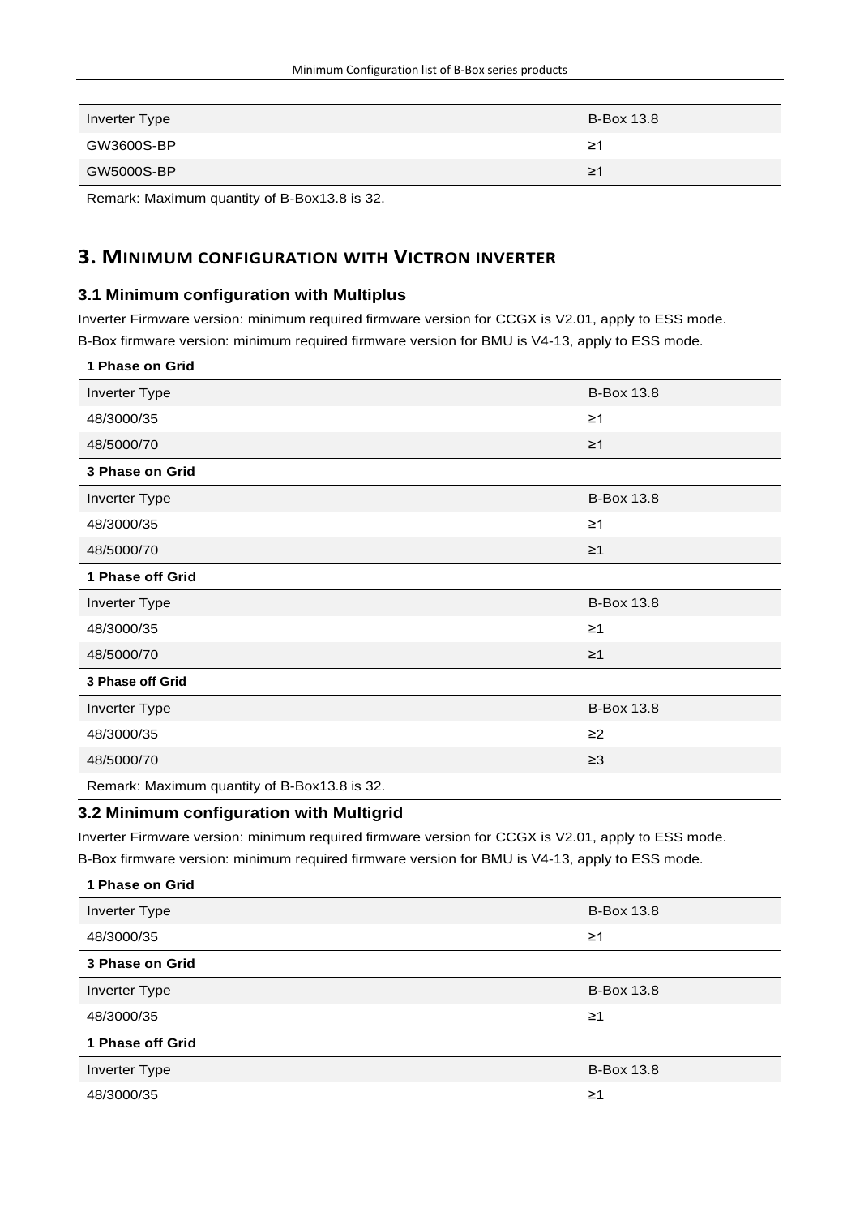| Inverter Type | B-Box 13.8 |
| --- | --- |
| GW3600S-BP | ≥1 |
| GW5000S-BP | ≥1 |
| Remark: Maximum quantity of B-Box13.8 is 32. | |

# 3. MINIMUM CONFIGURATION WITH VICTRON INVERTER

## 3.1 Minimum configuration with Multiplus

Inverter Firmware version: minimum required firmware version for CCGX is V2.01, apply to ESS mode.

B-Box firmware version: minimum required firmware version for BMU is V4-13, apply to ESS mode.

| **1 Phase on Grid** | |
| --- | --- |
| Inverter Type | B-Box 13.8 |
| 48/3000/35 | ≥1 |
| 48/5000/70 | ≥1 |
| **3 Phase on Grid** | |
| Inverter Type | B-Box 13.8 |
| 48/3000/35 | ≥1 |
| 48/5000/70 | ≥1 |
| **1 Phase off Grid** | |
| Inverter Type | B-Box 13.8 |
| 48/3000/35 | ≥1 |
| 48/5000/70 | ≥1 |
| **3 Phase off Grid** | |
| Inverter Type | B-Box 13.8 |
| 48/3000/35 | ≥2 |
| 48/5000/70 | ≥3 |
| Remark: Maximum quantity of B-Box13.8 is 32. | |

## 3.2 Minimum configuration with Multigrid

Inverter Firmware version: minimum required firmware version for CCGX is V2.01, apply to ESS mode.

B-Box firmware version: minimum required firmware version for BMU is V4-13, apply to ESS mode.

| **1 Phase on Grid** | |
| --- | --- |
| Inverter Type | B-Box 13.8 |
| 48/3000/35 | ≥1 |
| **3 Phase on Grid** | |
| Inverter Type | B-Box 13.8 |
| 48/3000/35 | ≥1 |
| **1 Phase off Grid** | |
| Inverter Type | B-Box 13.8 |
| 48/3000/35 | ≥1 |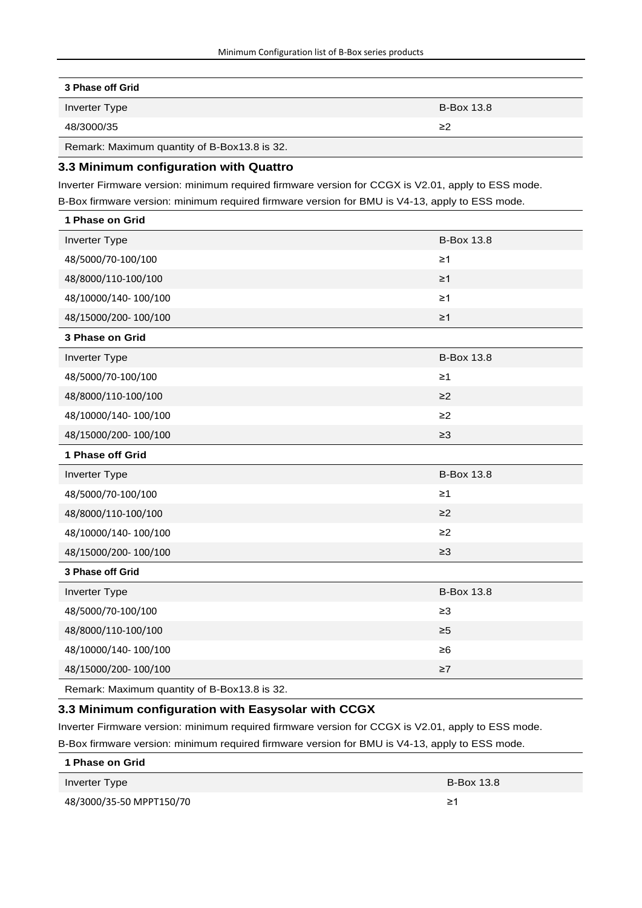| 3 Phase off Grid | |
|---|---|
| Inverter Type | B-Box 13.8 |
| 48/3000/35 | ≥2 |
| Remark: Maximum quantity of B-Box13.8 is 32. | |

### 3.3 Minimum configuration with Quattro

Inverter Firmware version: minimum required firmware version for CCGX is V2.01, apply to ESS mode.

B-Box firmware version: minimum required firmware version for BMU is V4-13, apply to ESS mode.

| 1 Phase on Grid | |
|---|---|
| Inverter Type | B-Box 13.8 |
| 48/5000/70-100/100 | ≥1 |
| 48/8000/110-100/100 | ≥1 |
| 48/10000/140- 100/100 | ≥1 |
| 48/15000/200- 100/100 | ≥1 |
| **3 Phase on Grid** | |
| Inverter Type | B-Box 13.8 |
| 48/5000/70-100/100 | ≥1 |
| 48/8000/110-100/100 | ≥2 |
| 48/10000/140- 100/100 | ≥2 |
| 48/15000/200- 100/100 | ≥3 |
| **1 Phase off Grid** | |
| Inverter Type | B-Box 13.8 |
| 48/5000/70-100/100 | ≥1 |
| 48/8000/110-100/100 | ≥2 |
| 48/10000/140- 100/100 | ≥2 |
| 48/15000/200- 100/100 | ≥3 |
| **3 Phase off Grid** | |
| Inverter Type | B-Box 13.8 |
| 48/5000/70-100/100 | ≥3 |
| 48/8000/110-100/100 | ≥5 |
| 48/10000/140- 100/100 | ≥6 |
| 48/15000/200- 100/100 | ≥7 |
| Remark: Maximum quantity of B-Box13.8 is 32. | |

### 3.3 Minimum configuration with Easysolar with CCGX

Inverter Firmware version: minimum required firmware version for CCGX is V2.01, apply to ESS mode.

B-Box firmware version: minimum required firmware version for BMU is V4-13, apply to ESS mode.

| 1 Phase on Grid | |
|---|---|
| Inverter Type | B-Box 13.8 |
| 48/3000/35-50 MPPT150/70 | ≥1 |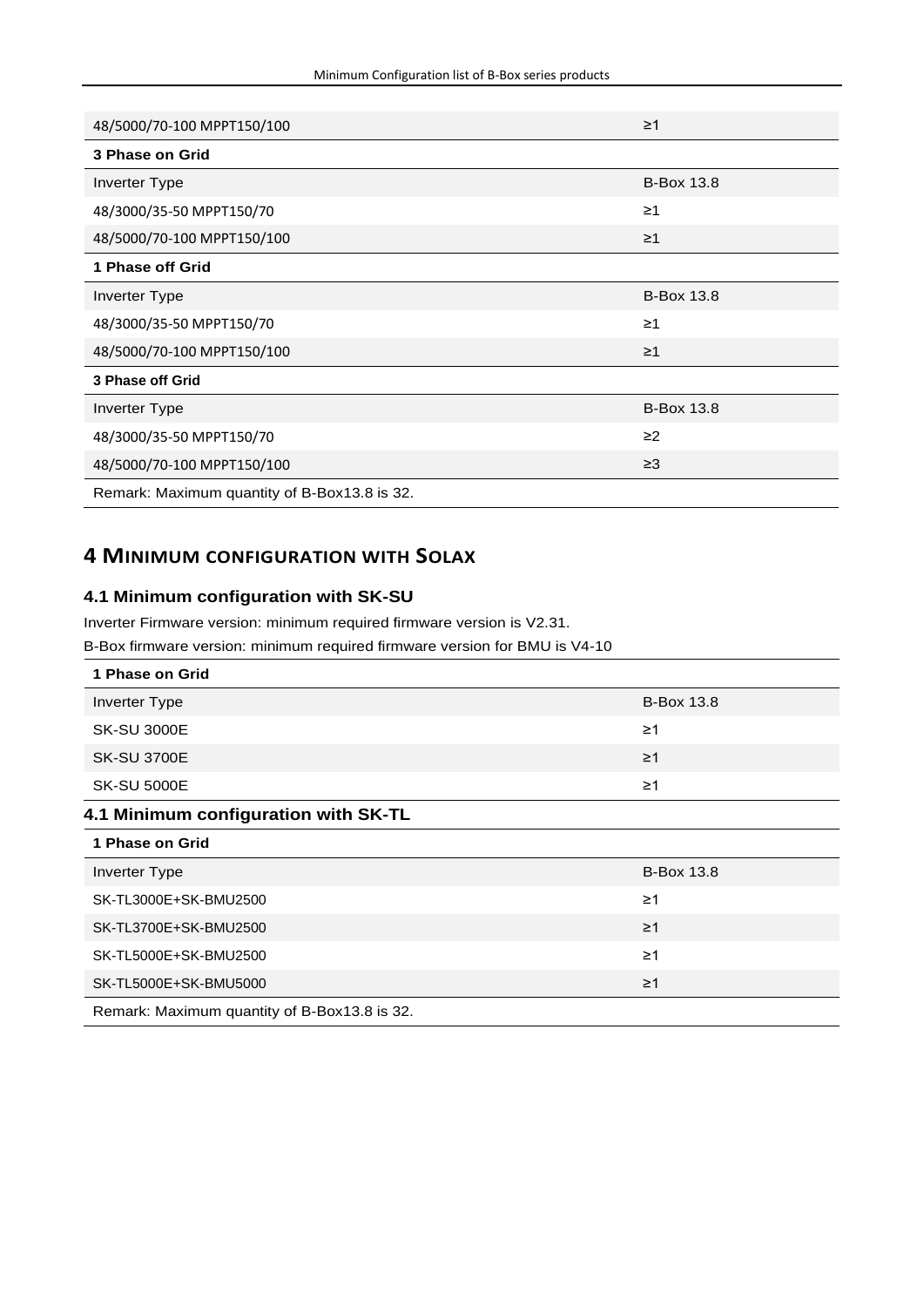| | |
|---|---|
| 48/5000/70-100 MPPT150/100 | ≥1 |
| **3 Phase on Grid** | |
| Inverter Type | B-Box 13.8 |
| 48/3000/35-50 MPPT150/70 | ≥1 |
| 48/5000/70-100 MPPT150/100 | ≥1 |
| **1 Phase off Grid** | |
| Inverter Type | B-Box 13.8 |
| 48/3000/35-50 MPPT150/70 | ≥1 |
| 48/5000/70-100 MPPT150/100 | ≥1 |
| **3 Phase off Grid** | |
| Inverter Type | B-Box 13.8 |
| 48/3000/35-50 MPPT150/70 | ≥2 |
| 48/5000/70-100 MPPT150/100 | ≥3 |
| Remark: Maximum quantity of B-Box13.8 is 32. | |

# 4 Minimum configuration with Solax

## 4.1 Minimum configuration with SK-SU

Inverter Firmware version: minimum required firmware version is V2.31.

B-Box firmware version: minimum required firmware version for BMU is V4-10

| **1 Phase on Grid** | |
|---|---|
| Inverter Type | B-Box 13.8 |
| SK-SU 3000E | ≥1 |
| SK-SU 3700E | ≥1 |
| SK-SU 5000E | ≥1 |

## 4.1 Minimum configuration with SK-TL

| **1 Phase on Grid** | |
|---|---|
| Inverter Type | B-Box 13.8 |
| SK-TL3000E+SK-BMU2500 | ≥1 |
| SK-TL3700E+SK-BMU2500 | ≥1 |
| SK-TL5000E+SK-BMU2500 | ≥1 |
| SK-TL5000E+SK-BMU5000 | ≥1 |
| Remark: Maximum quantity of B-Box13.8 is 32. | |